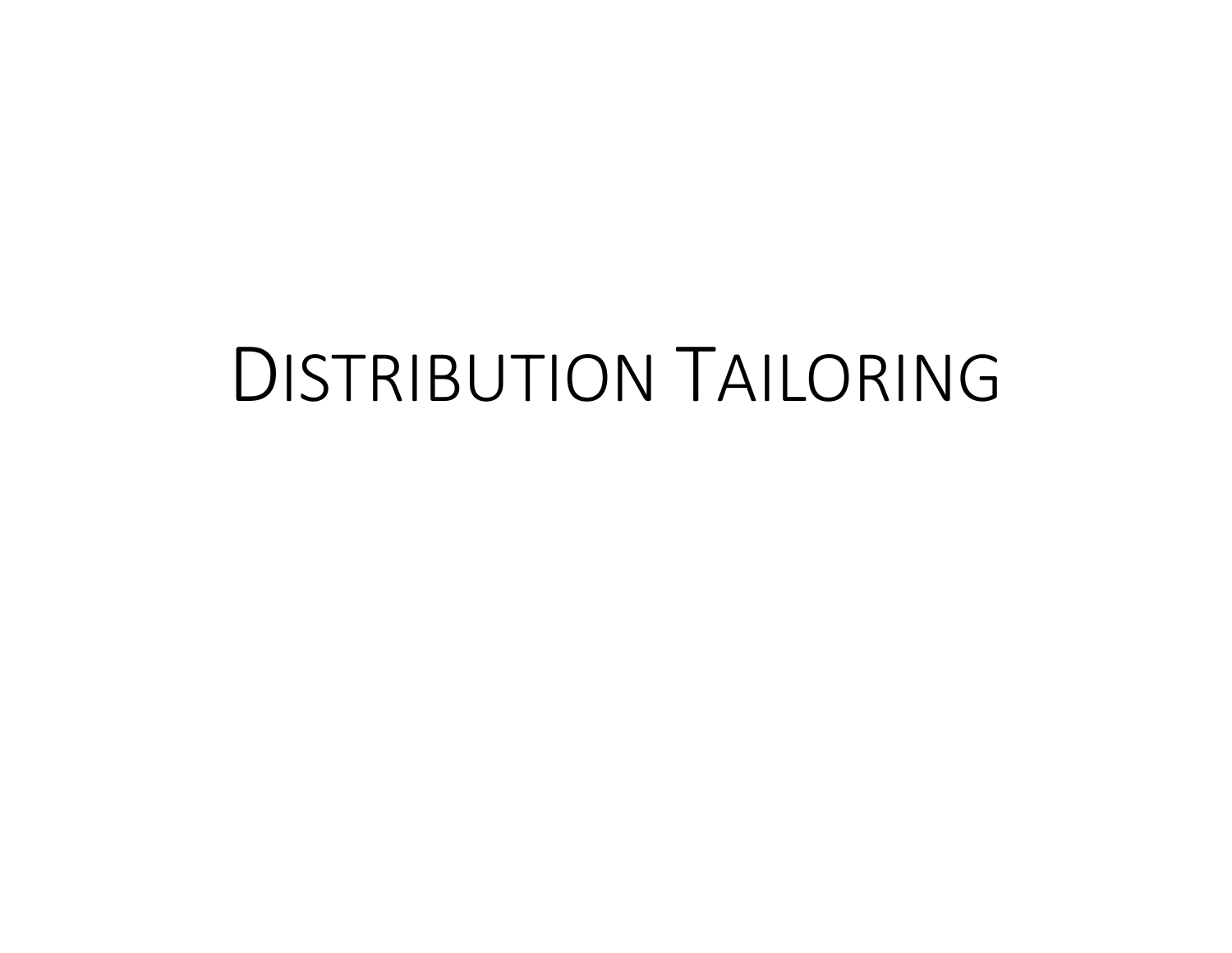# DISTRIBUTION TAILORING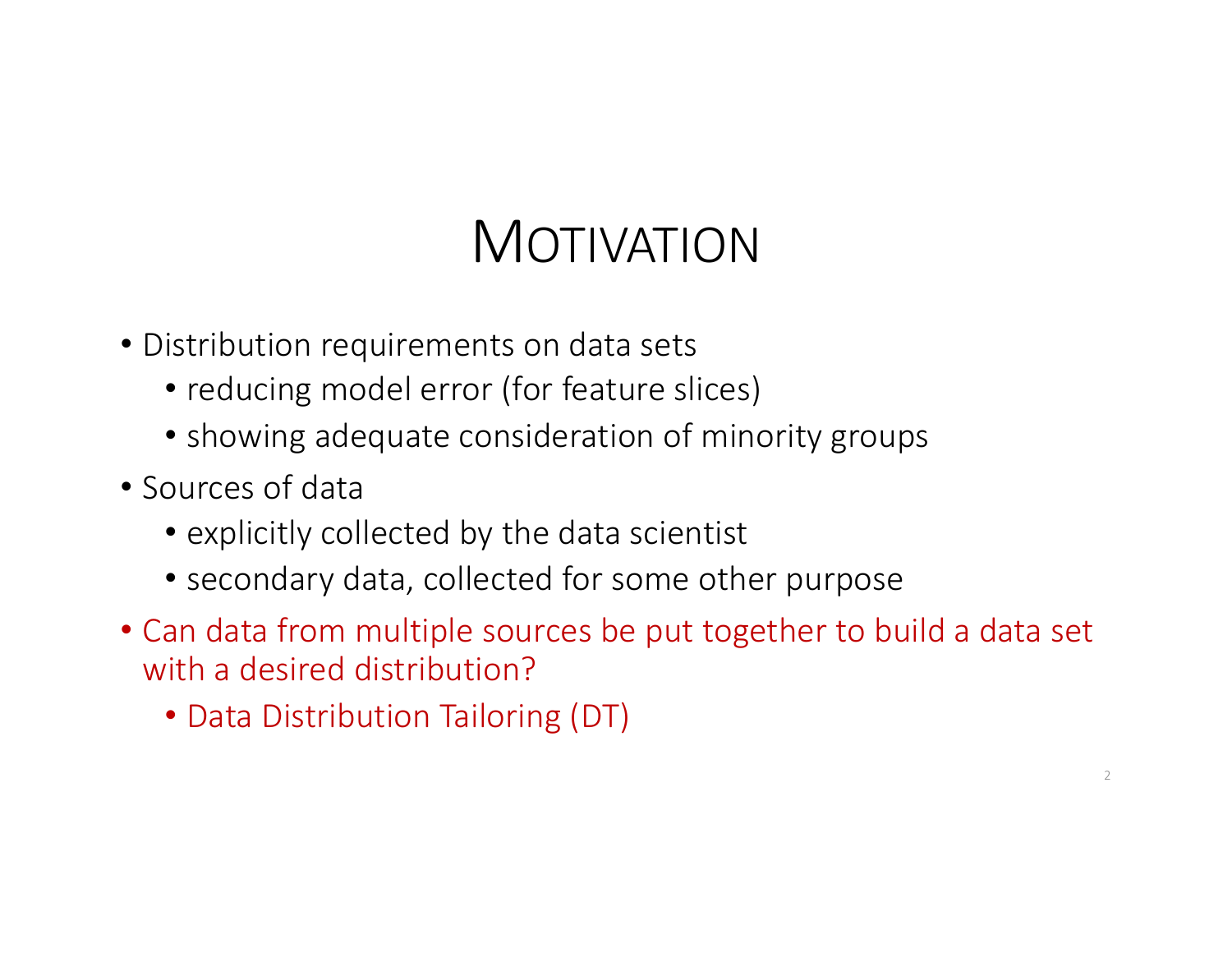# Motivation

- Distribution requirements on data sets
  - reducing model error (for feature slices)
  - showing adequate consideration of minority groups
- Sources of data
  - explicitly collected by the data scientist
  - secondary data, collected for some other purpose
- Can data from multiple sources be put together to build a data set with a desired distribution?
  - Data Distribution Tailoring (DT)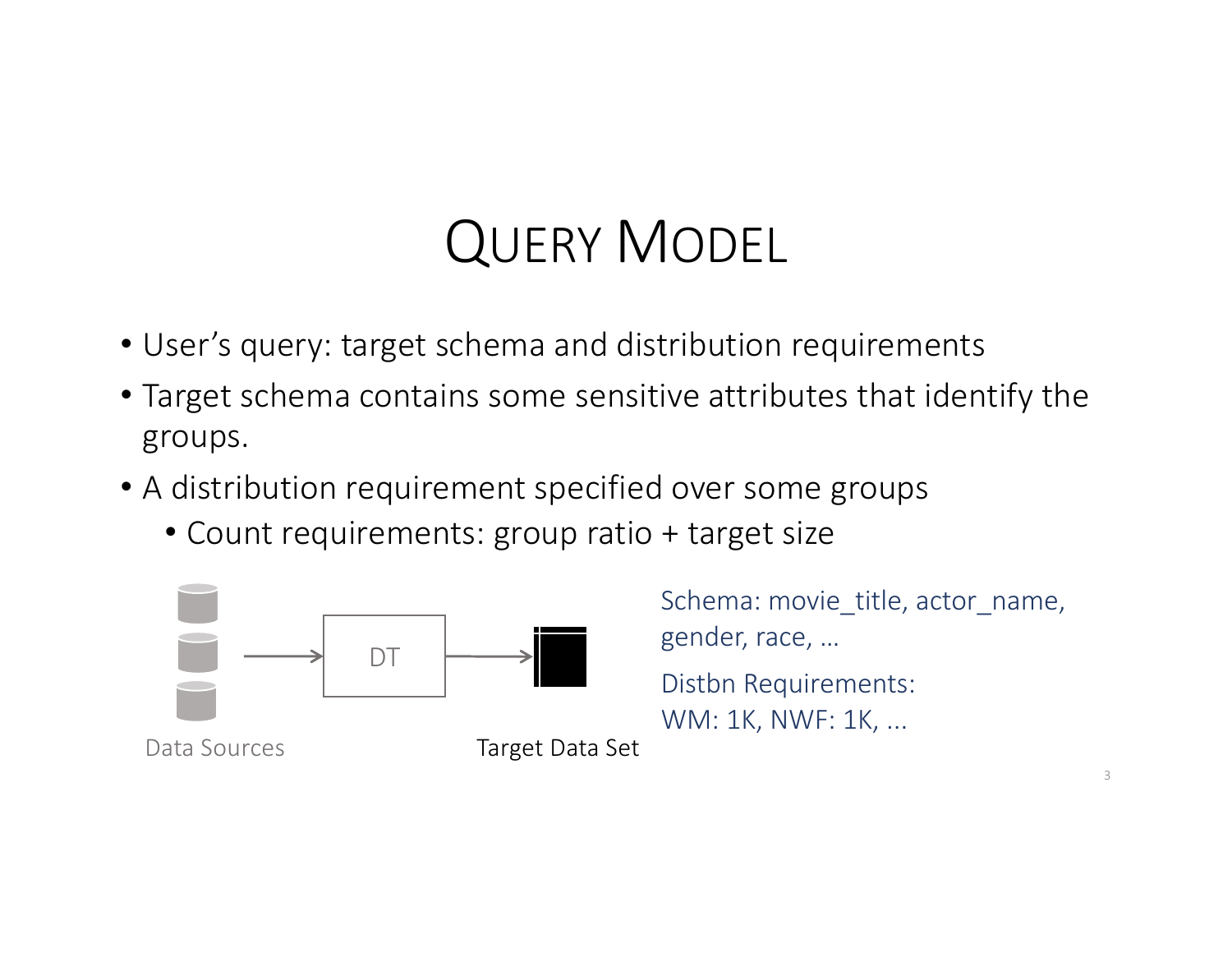# Query Model

- User's query: target schema and distribution requirements
- Target schema contains some sensitive attributes that identify the groups.
- A distribution requirement specified over some groups
  - Count requirements: group ratio + target size

Data Sources → DT → Target Data Set

Schema: movie_title, actor_name, gender, race, …

Distbn Requirements:
WM: 1K, NWF: 1K, …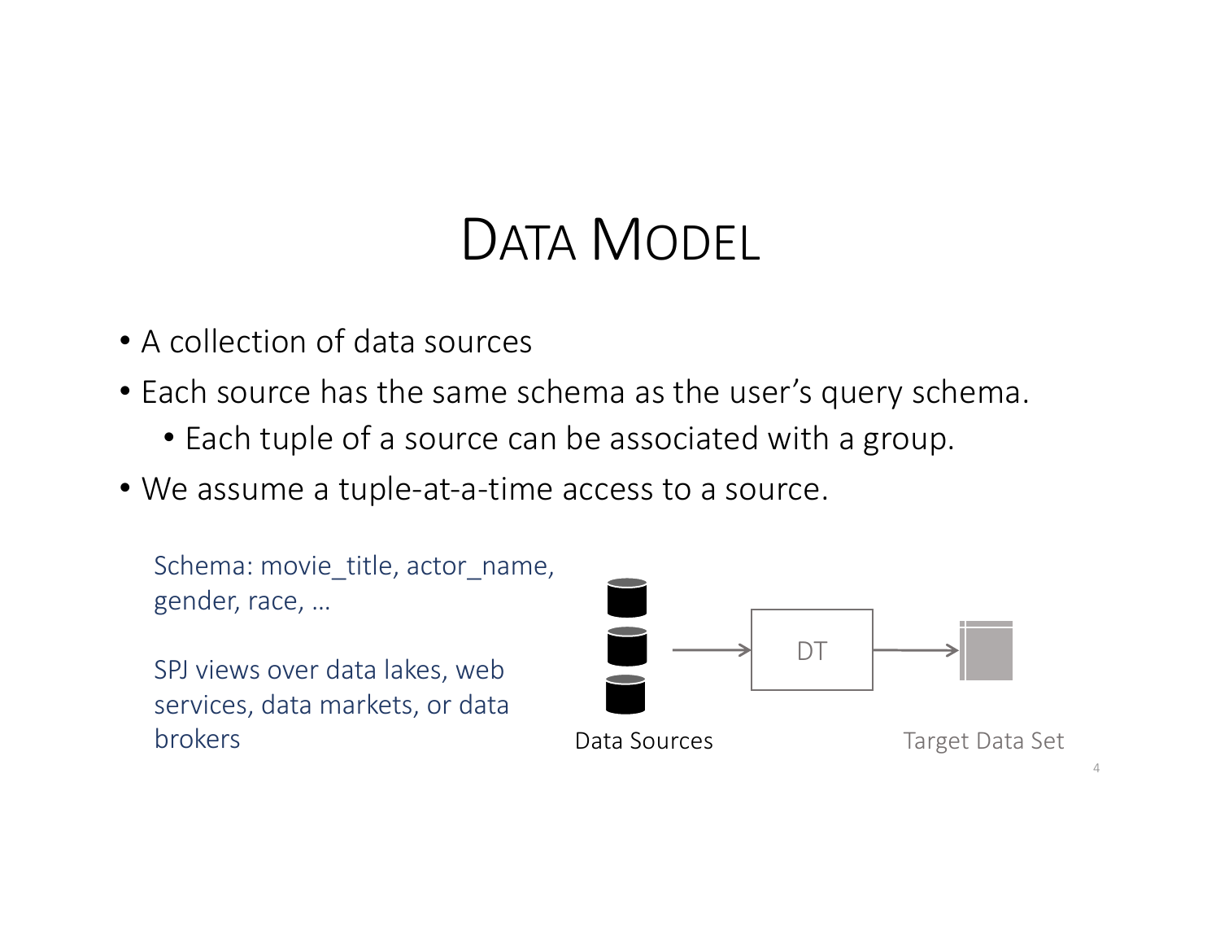# Data Model

- A collection of data sources
- Each source has the same schema as the user's query schema.
  - Each tuple of a source can be associated with a group.
- We assume a tuple-at-a-time access to a source.

Schema: movie_title, actor_name, gender, race, …

SPJ views over data lakes, web services, data markets, or data brokers

Data Sources → DT → Target Data Set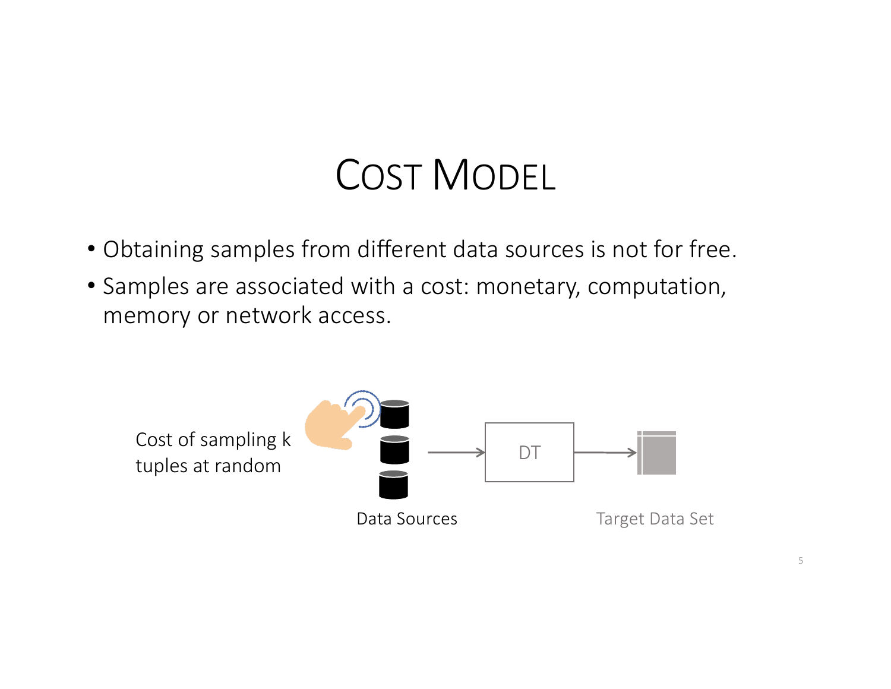# Cost Model

- Obtaining samples from different data sources is not for free.
- Samples are associated with a cost: monetary, computation, memory or network access.

Cost of sampling k tuples at random

DT

Data Sources

Target Data Set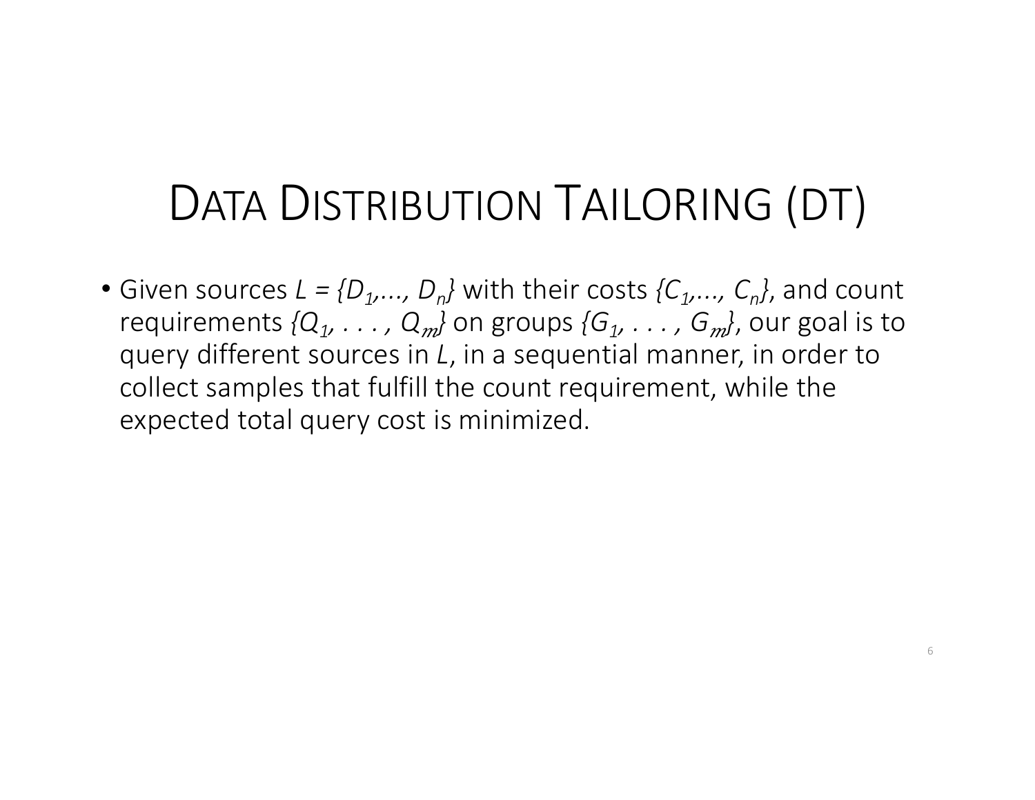# DATA DISTRIBUTION TAILORING (DT)

- Given sources $L = \{D_1, \ldots, D_n\}$ with their costs $\{C_1, \ldots, C_n\}$, and count requirements $\{Q_1, \ldots, Q_m\}$ on groups $\{G_1, \ldots, G_m\}$, our goal is to query different sources in $L$, in a sequential manner, in order to collect samples that fulfill the count requirement, while the expected total query cost is minimized.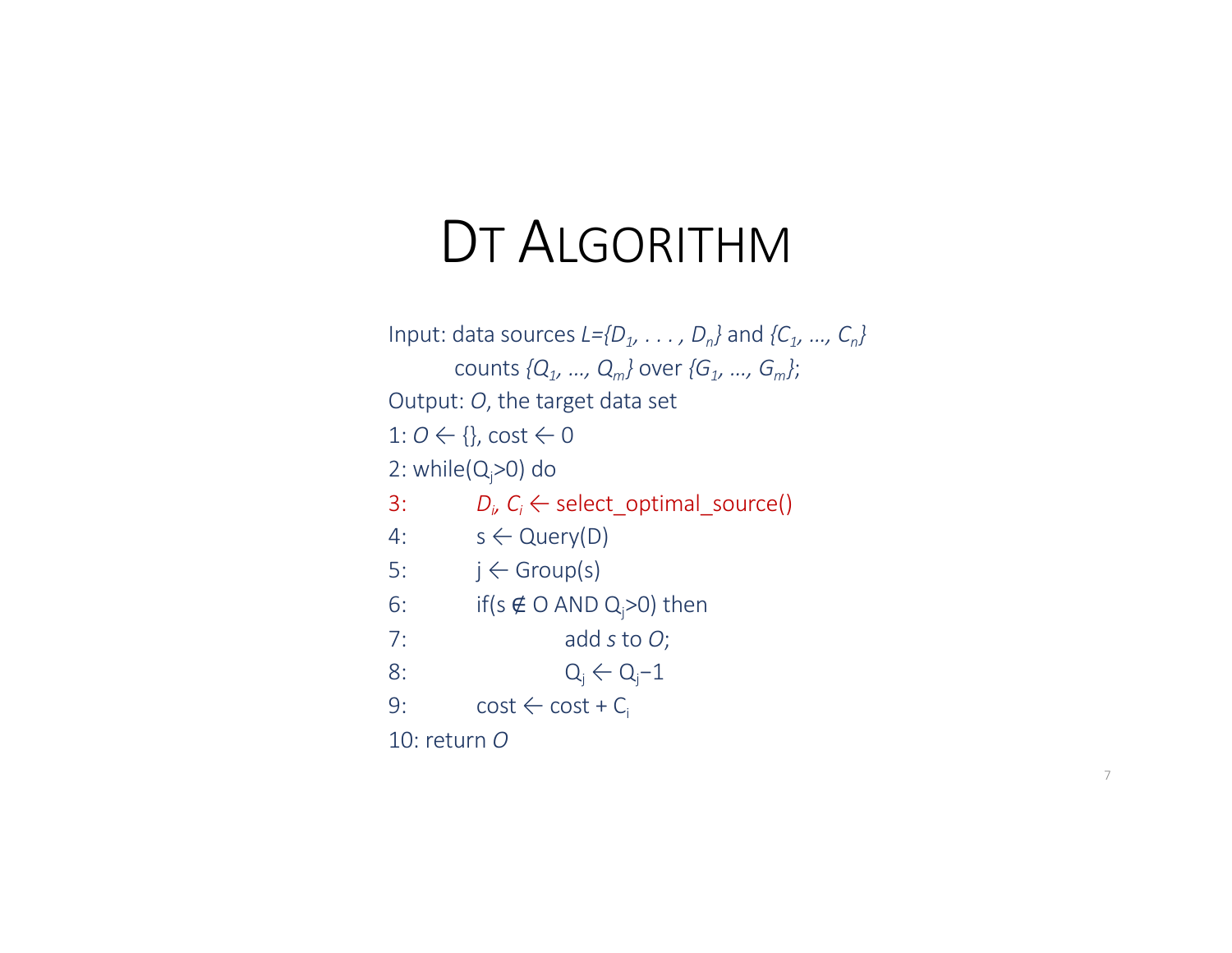# DT Algorithm

Input: data sources $L=\{D_1, \ldots, D_n\}$ and $\{C_1, \ldots, C_n\}$

counts $\{Q_1, \ldots, Q_m\}$ over $\{G_1, \ldots, G_m\}$;

Output: $O$, the target data set

1: $O \leftarrow \{\}$, cost $\leftarrow$ 0

2: while($Q_j$>0) do

3: $D_i$, $C_i$ $\leftarrow$ select_optimal_source()

4: s $\leftarrow$ Query(D)

5: j $\leftarrow$ Group(s)

6: if(s $\notin$ O AND $Q_j$>0) then

7: add *s* to *O*;

8: $Q_j \leftarrow Q_j - 1$

9: cost $\leftarrow$ cost + $C_i$

10: return *O*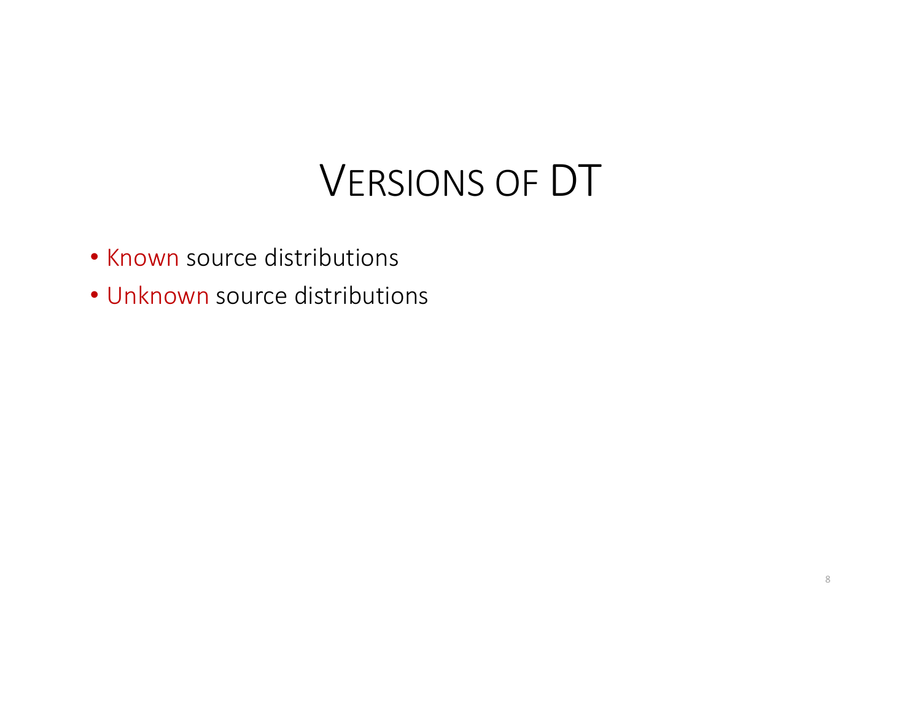# VERSIONS OF DT

- Known source distributions
- Unknown source distributions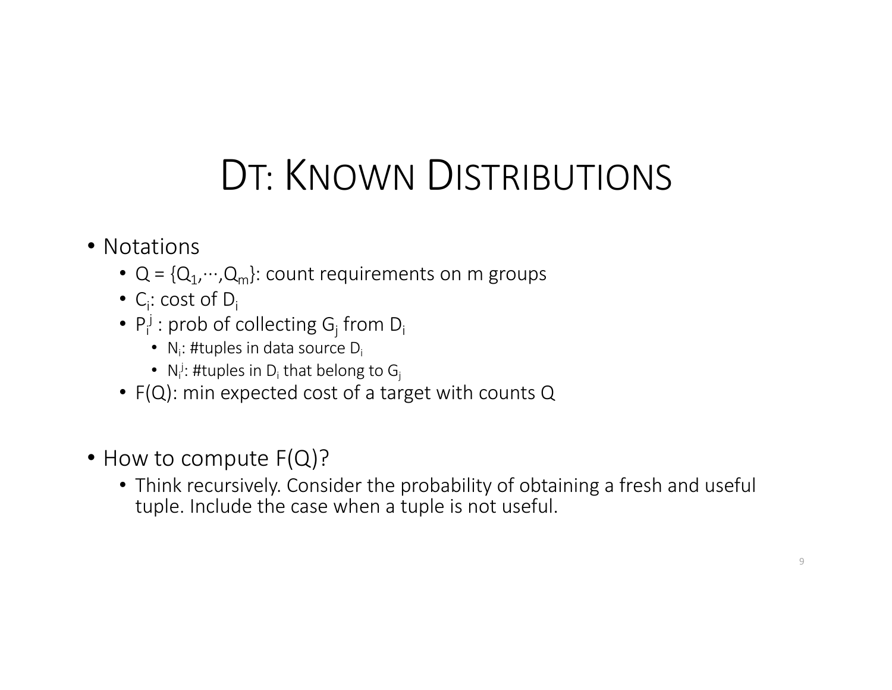# DT: Known Distributions

- Notations
  - $Q = \{Q_1, \cdots, Q_m\}$: count requirements on m groups
  - $C_i$: cost of $D_i$
  - $P_i^j$ : prob of collecting $G_j$ from $D_i$
    - $N_i$: #tuples in data source $D_i$
    - $N_i^j$: #tuples in $D_i$ that belong to $G_j$
  - $F(Q)$: min expected cost of a target with counts $Q$
- How to compute $F(Q)$?
  - Think recursively. Consider the probability of obtaining a fresh and useful tuple. Include the case when a tuple is not useful.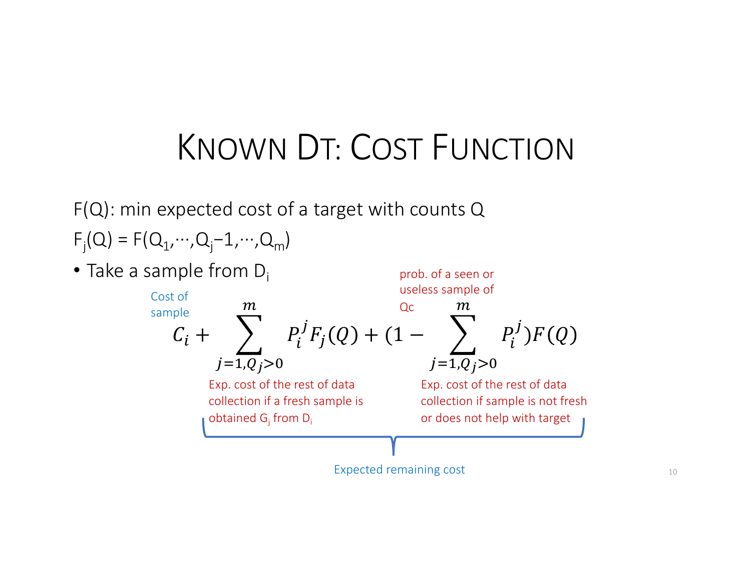# Known DT: Cost Function

$F(Q)$: min expected cost of a target with counts $Q$

$F_j(Q) = F(Q_1, \cdots, Q_j - 1, \cdots, Q_m)$

- Take a sample from $D_i$

$$C_i + \sum_{j=1, Q_j>0}^{m} P_i^j F_j(Q) + (1 - \sum_{j=1, Q_j>0}^{m} P_i^j) F(Q)$$

Cost of sample: $C_i$

Exp. cost of the rest of data collection if a fresh sample is obtained $G_j$ from $D_i$: $\sum_{j=1, Q_j>0}^{m} P_i^j F_j(Q)$

prob. of a seen or useless sample of Qc: $(1 - \sum_{j=1, Q_j>0}^{m} P_i^j)$

Exp. cost of the rest of data collection if sample is not fresh or does not help with target: $(1 - \sum_{j=1, Q_j>0}^{m} P_i^j) F(Q)$

Expected remaining cost: the sum of the two terms above.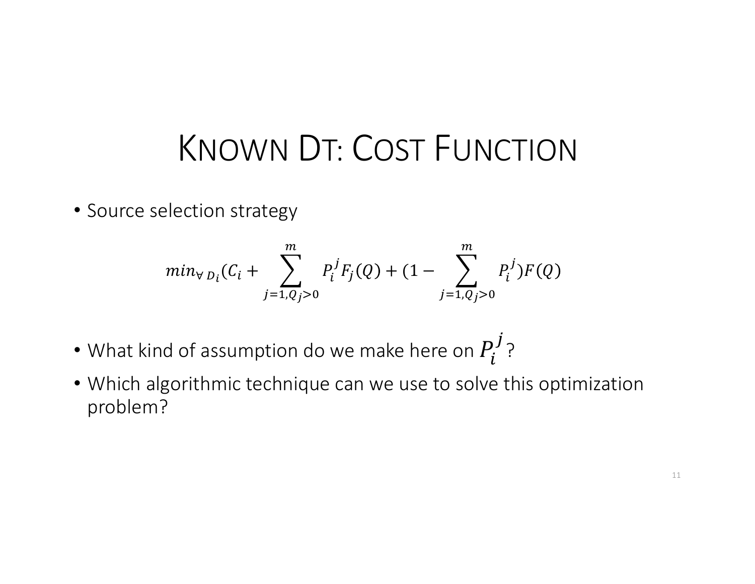# Known DT: Cost Function

- Source selection strategy

$$min_{\forall\, D_i}(C_i + \sum_{j=1, Q_j>0}^{m} P_i^j F_j(Q) + (1 - \sum_{j=1, Q_j>0}^{m} P_i^j) F(Q)$$

- What kind of assumption do we make here on $P_i^j$?
- Which algorithmic technique can we use to solve this optimization problem?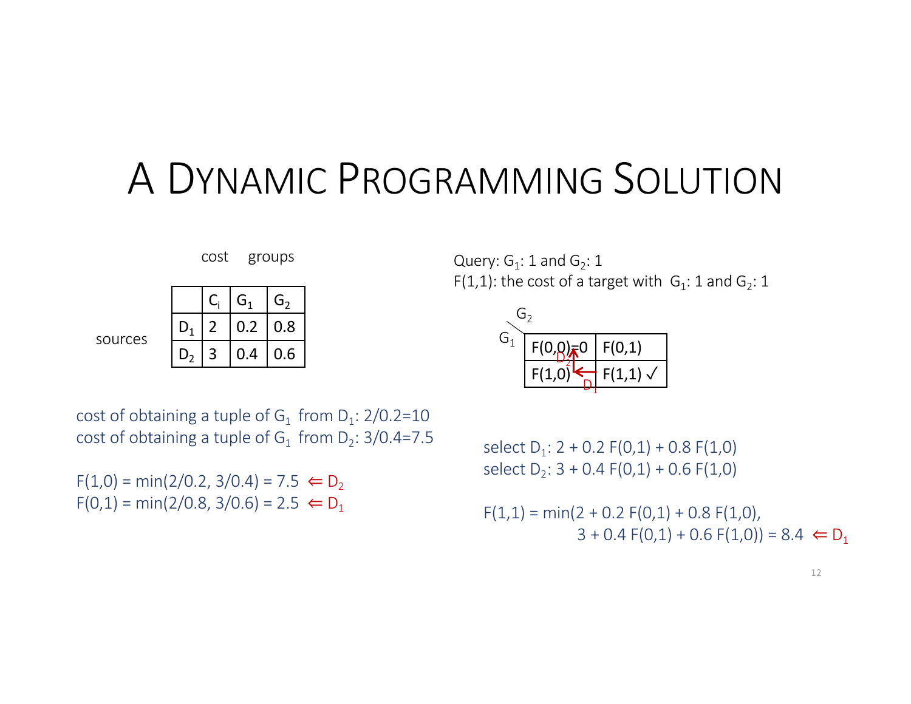# A Dynamic Programming Solution

cost groups

sources

|  | $C_i$ | $G_1$ | $G_2$ |
|---|---|---|---|
| $D_1$ | 2 | 0.2 | 0.8 |
| $D_2$ | 3 | 0.4 | 0.6 |

cost of obtaining a tuple of $G_1$ from $D_1$: 2/0.2=10
cost of obtaining a tuple of $G_1$ from $D_2$: 3/0.4=7.5

F(1,0) = min(2/0.2, 3/0.4) = 7.5 ⇐ $D_2$
F(0,1) = min(2/0.8, 3/0.6) = 2.5 ⇐ $D_1$

Query: $G_1$: 1 and $G_2$: 1
F(1,1): the cost of a target with $G_1$: 1 and $G_2$: 1

| $G_1$ \ $G_2$ |  |  |
|---|---|---|
|  | F(0,0)=0 | F(0,1) |
|  | F(1,0) | F(1,1) ✓ |

(F(1,1) → F(1,0) via $D_1$; F(1,0) → F(0,0) via $D_2$)

select $D_1$: 2 + 0.2 F(0,1) + 0.8 F(1,0)
select $D_2$: 3 + 0.4 F(0,1) + 0.6 F(1,0)

F(1,1) = min(2 + 0.2 F(0,1) + 0.8 F(1,0),
3 + 0.4 F(0,1) + 0.6 F(1,0)) = 8.4 ⇐ $D_1$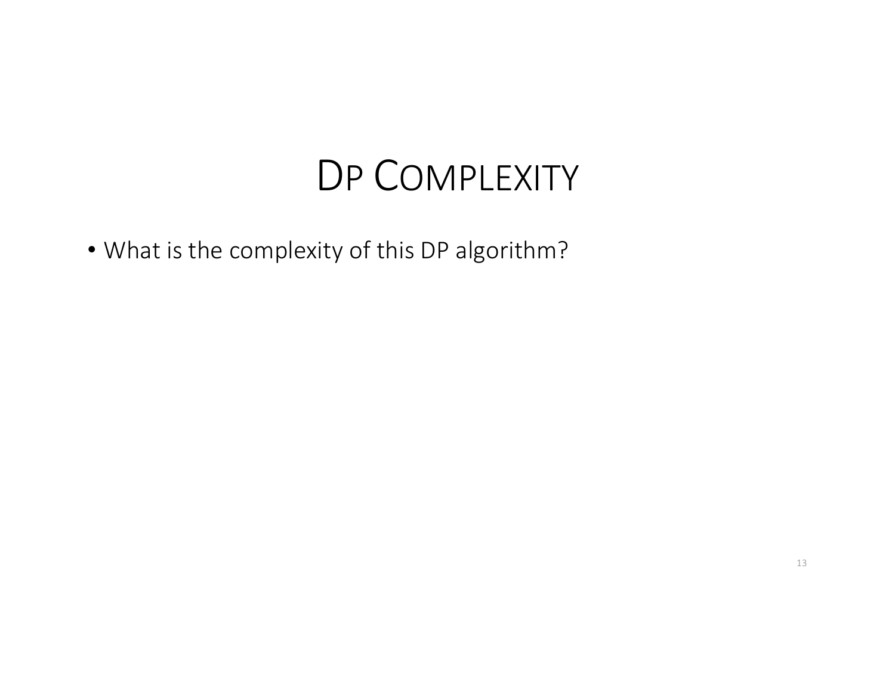# DP Complexity

- What is the complexity of this DP algorithm?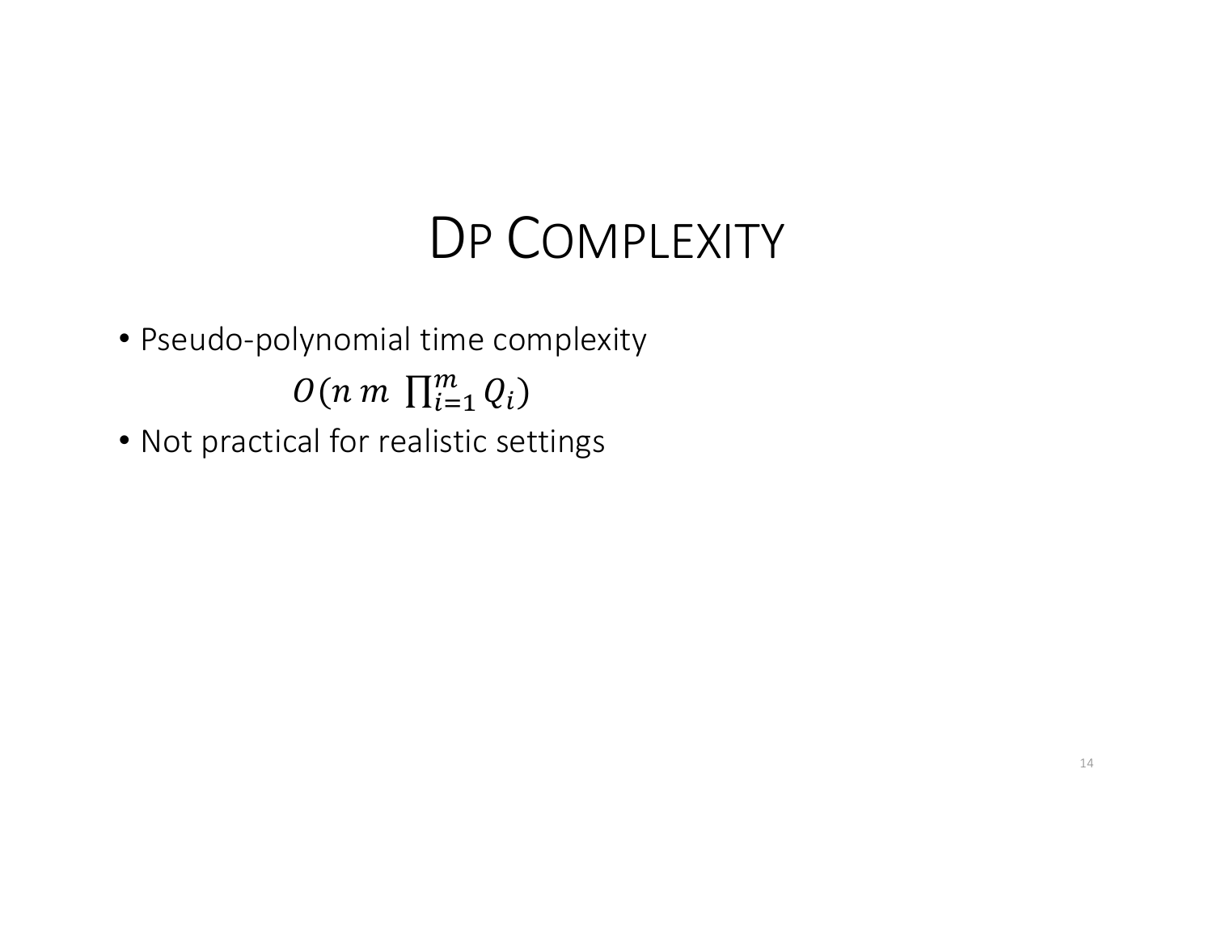# DP Complexity

- Pseudo-polynomial time complexity

$$O(n\, m\ \prod_{i=1}^{m} Q_i)$$

- Not practical for realistic settings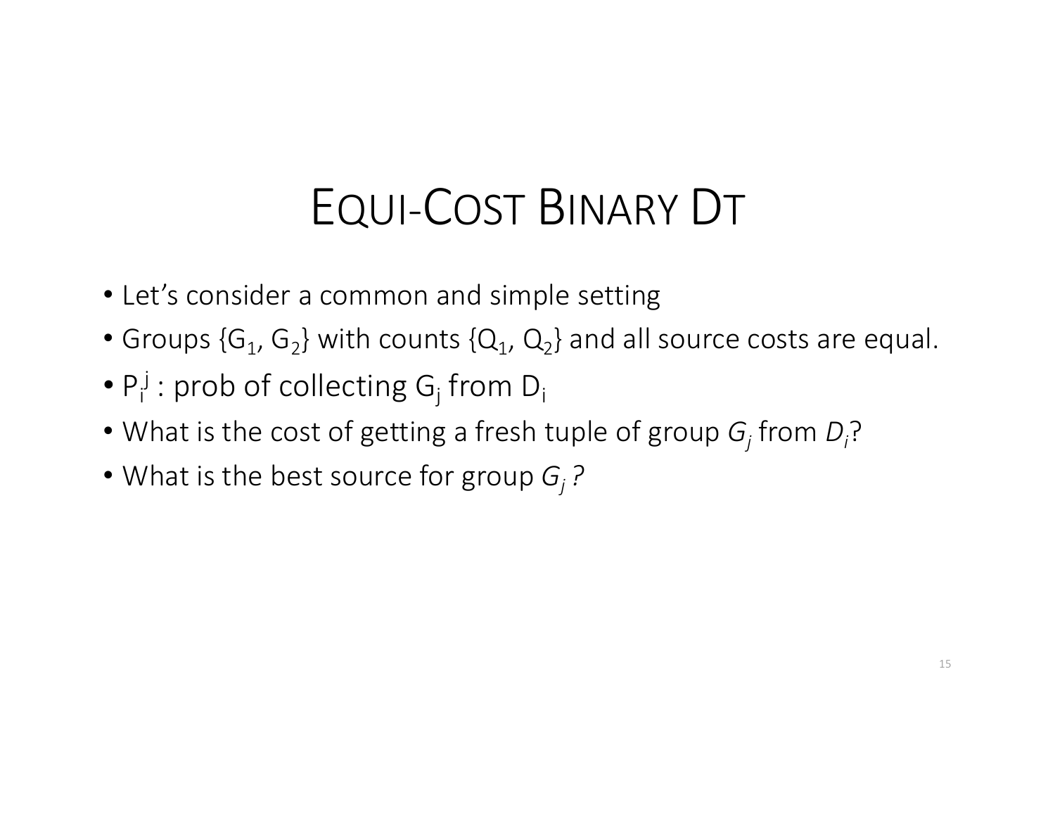# Equi-Cost Binary DT

- Let's consider a common and simple setting
- Groups $\{G_1, G_2\}$ with counts $\{Q_1, Q_2\}$ and all source costs are equal.
- $P_i^j$ : prob of collecting $G_j$ from $D_i$
- What is the cost of getting a fresh tuple of group $G_j$ from $D_i$?
- What is the best source for group $G_j$ ?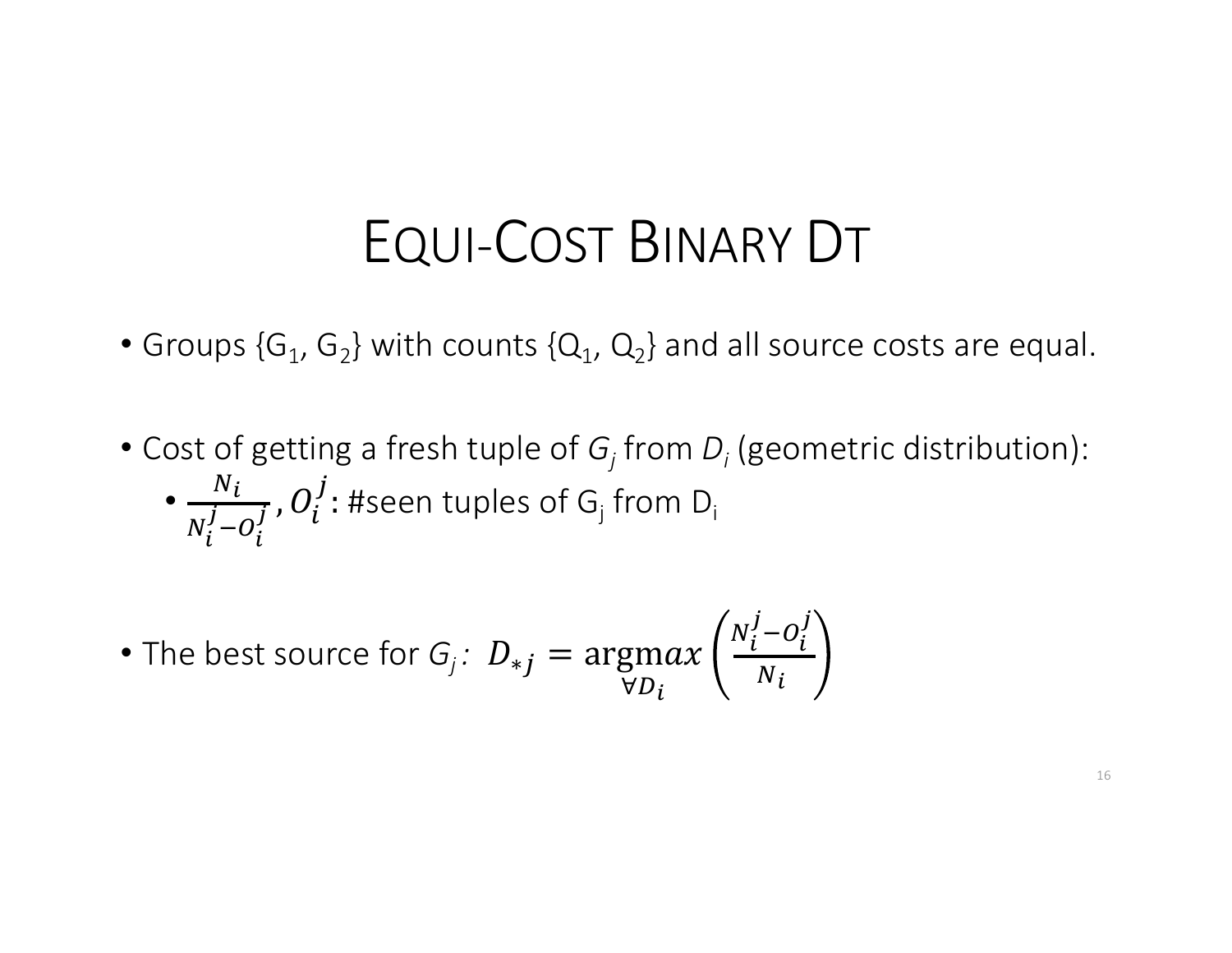# Equi-Cost Binary DT

- Groups $\{G_1, G_2\}$ with counts $\{Q_1, Q_2\}$ and all source costs are equal.

- Cost of getting a fresh tuple of $G_j$ from $D_i$ (geometric distribution):
  - $\frac{N_i}{N_i^j - O_i^j}$, $O_i^j$: #seen tuples of $G_j$ from $D_i$

- The best source for $G_j$: $D_{*j} = \underset{\forall D_i}{\text{argmax}} \left( \frac{N_i^j - O_i^j}{N_i} \right)$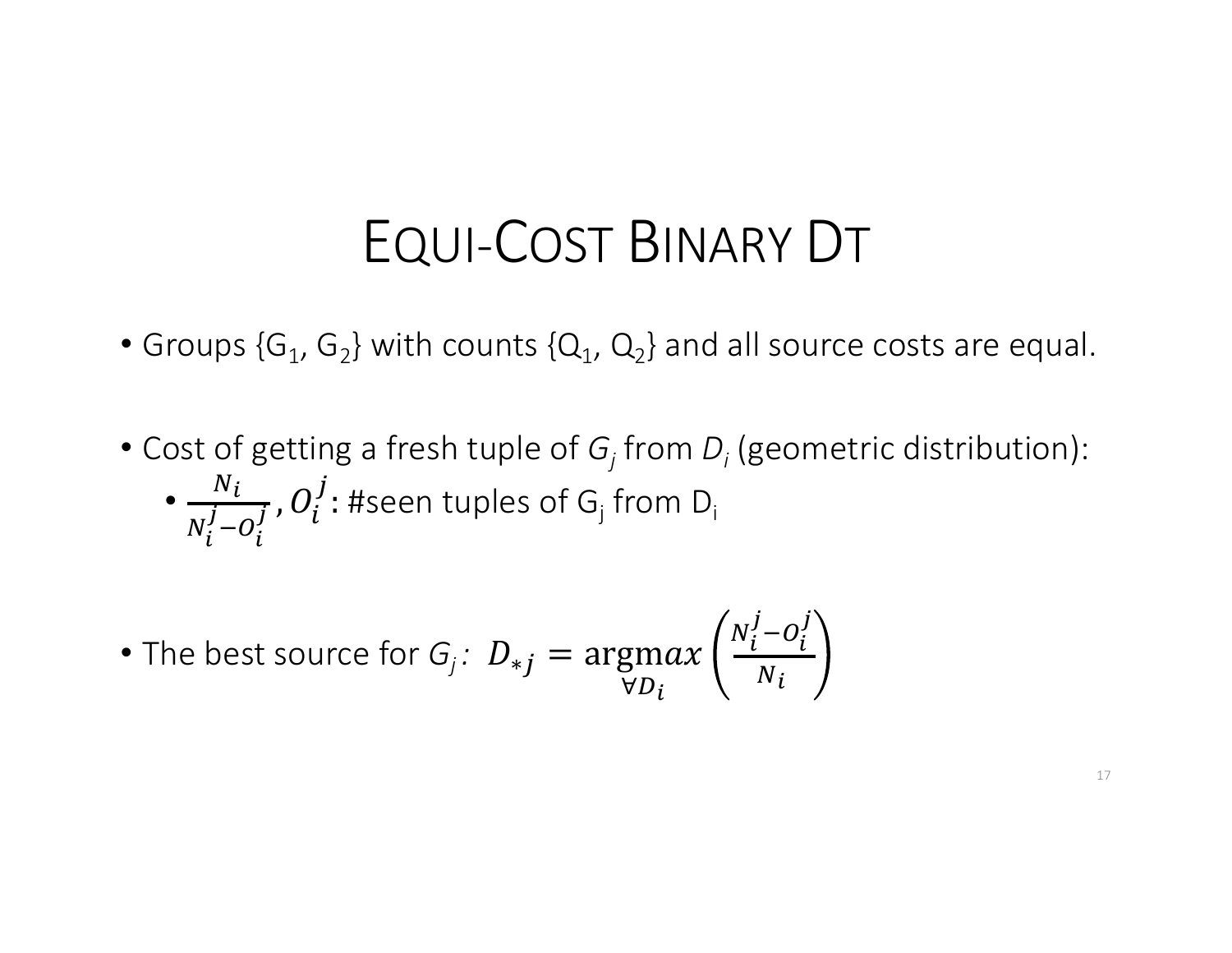# Equi-Cost Binary DT

- Groups $\{G_1, G_2\}$ with counts $\{Q_1, Q_2\}$ and all source costs are equal.

- Cost of getting a fresh tuple of $G_j$ from $D_i$ (geometric distribution):
  - $\frac{N_i}{N_i^j - O_i^j}$, $O_i^j$: #seen tuples of $G_j$ from $D_i$

- The best source for $G_j$: $D_{*j} = \underset{\forall D_i}{\operatorname{argmax}} \left( \frac{N_i^j - O_i^j}{N_i} \right)$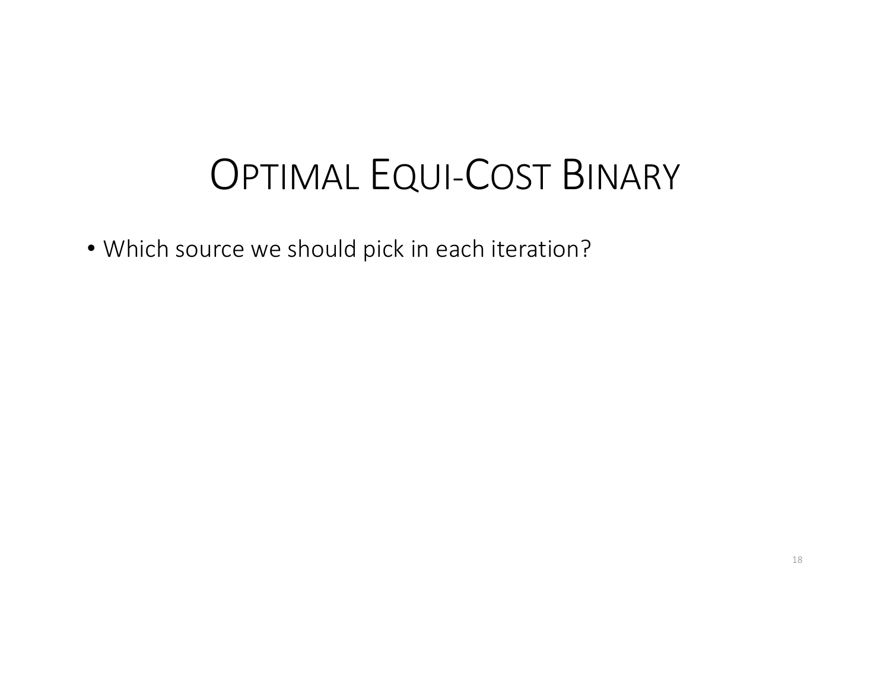# OPTIMAL EQUI-COST BINARY

- Which source we should pick in each iteration?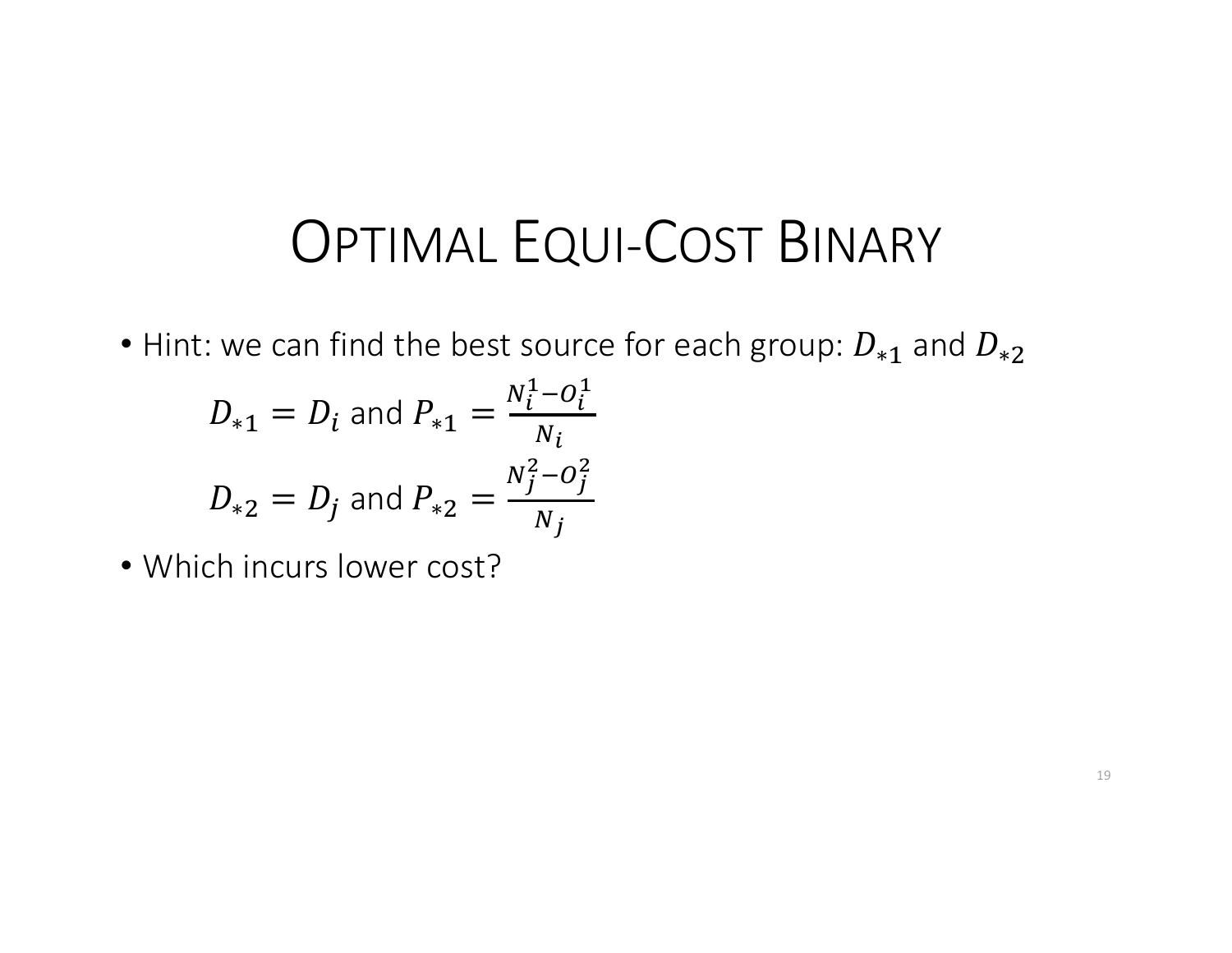# Optimal Equi-Cost Binary

- Hint: we can find the best source for each group: $D_{*1}$ and $D_{*2}$

$$D_{*1} = D_i \text{ and } P_{*1} = \frac{N_i^1 - O_i^1}{N_i}$$

$$D_{*2} = D_j \text{ and } P_{*2} = \frac{N_j^2 - O_j^2}{N_j}$$

- Which incurs lower cost?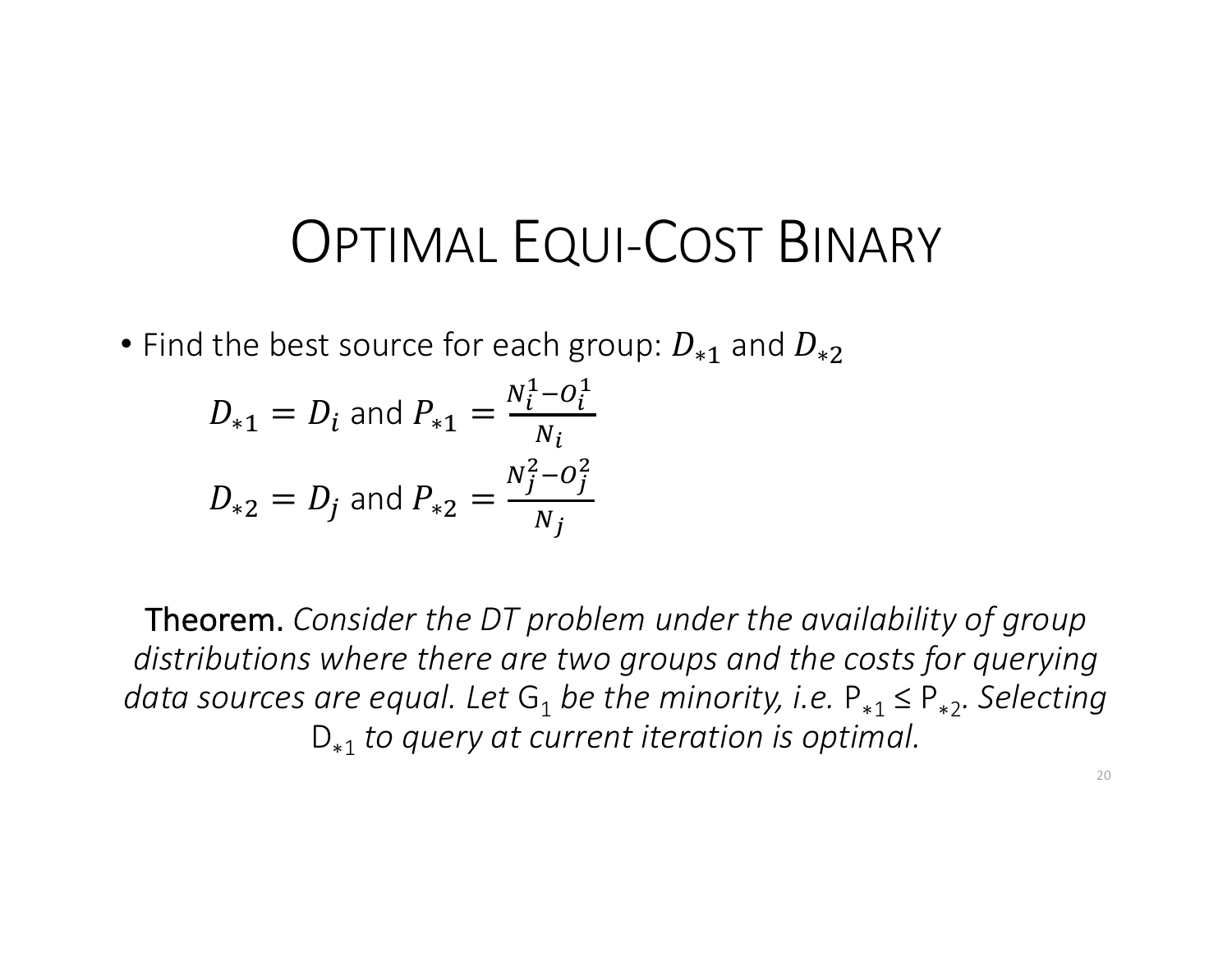# Optimal Equi-Cost Binary

- Find the best source for each group: $D_{*1}$ and $D_{*2}$

$$D_{*1} = D_i \text{ and } P_{*1} = \frac{N_i^1 - O_i^1}{N_i}$$

$$D_{*2} = D_j \text{ and } P_{*2} = \frac{N_j^2 - O_j^2}{N_j}$$

**Theorem.** *Consider the DT problem under the availability of group distributions where there are two groups and the costs for querying data sources are equal. Let* $G_1$ *be the minority, i.e.* $P_{*1} \leq P_{*2}$*. Selecting* $D_{*1}$ *to query at current iteration is optimal.*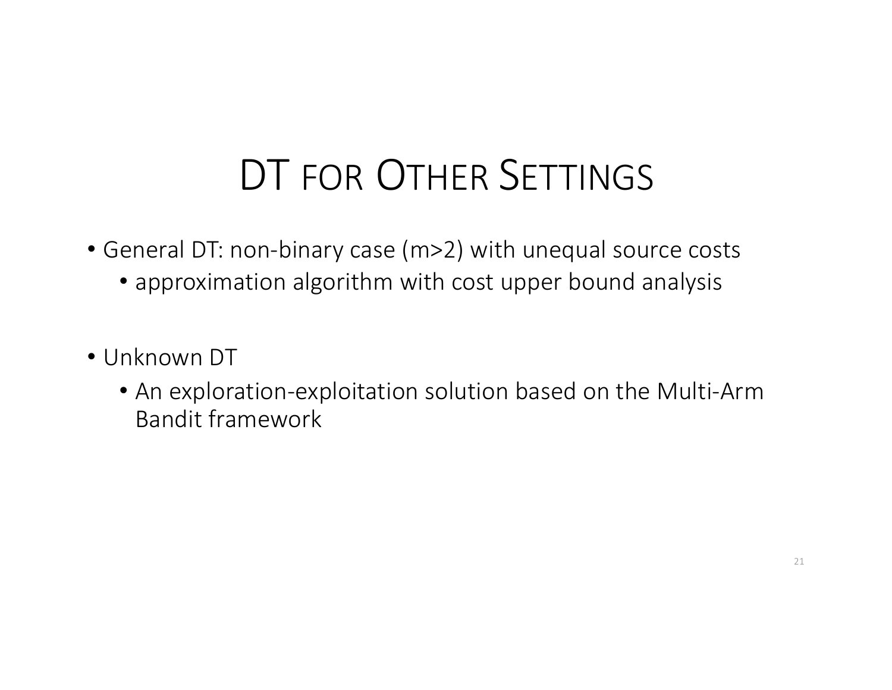# DT for Other Settings

- General DT: non-binary case ($m>2$) with unequal source costs
  - approximation algorithm with cost upper bound analysis

- Unknown DT
  - An exploration-exploitation solution based on the Multi-Arm Bandit framework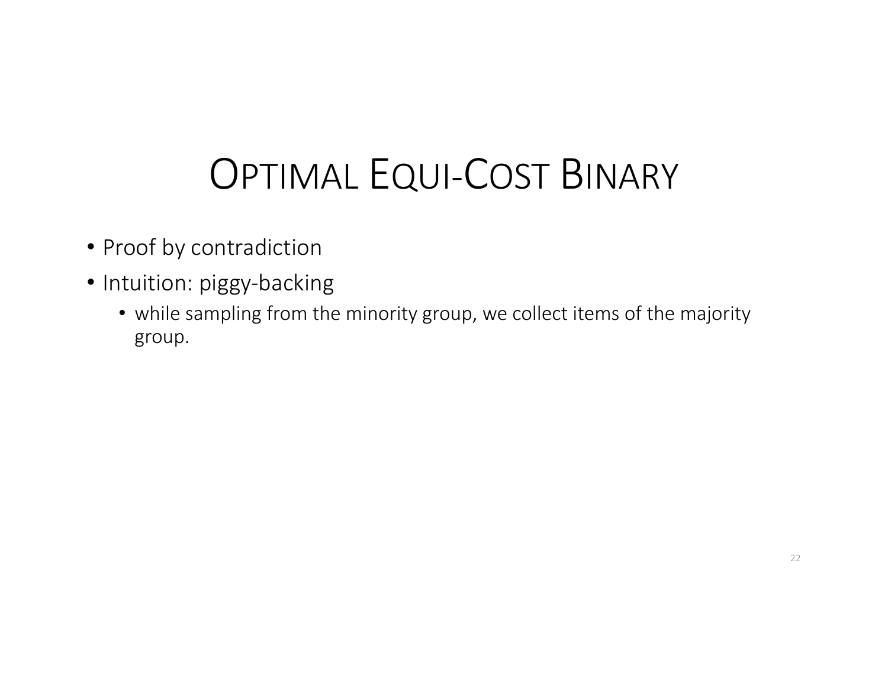# Optimal Equi-Cost Binary

- Proof by contradiction
- Intuition: piggy-backing
  - while sampling from the minority group, we collect items of the majority group.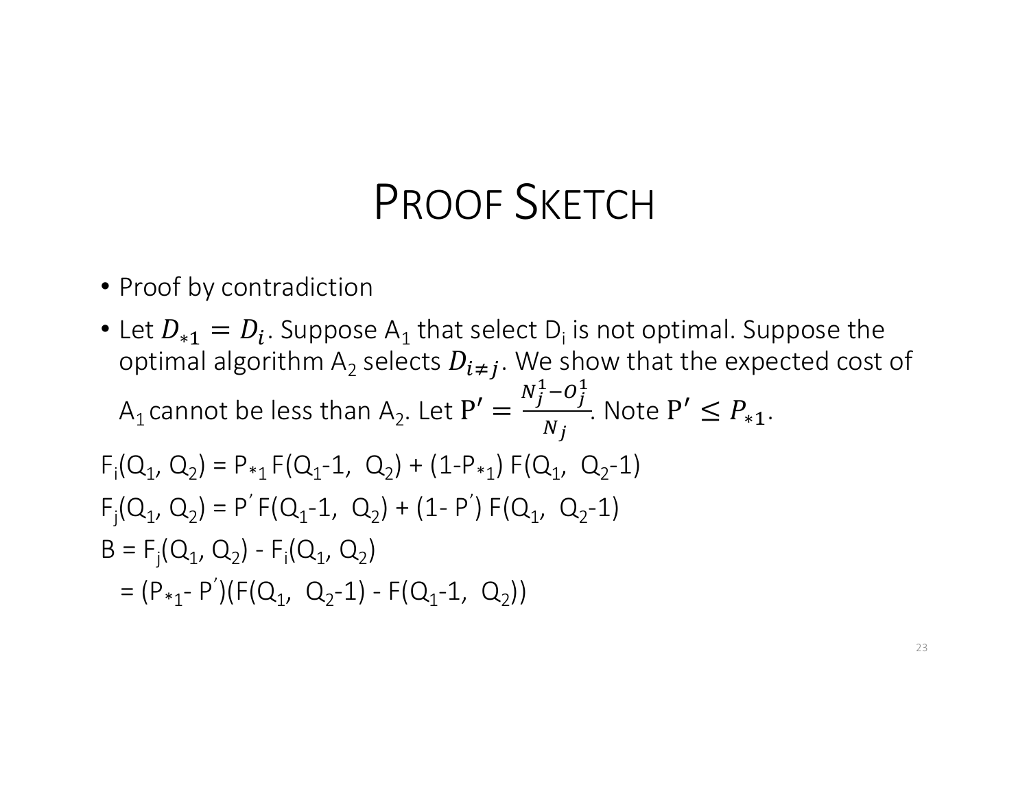# Proof Sketch

- Proof by contradiction
- Let $D_{*1} = D_i$. Suppose $A_1$ that select $D_i$ is not optimal. Suppose the optimal algorithm $A_2$ selects $D_{i \neq j}$. We show that the expected cost of $A_1$ cannot be less than $A_2$. Let $P' = \frac{N_j^1 - O_j^1}{N_j}$. Note $P' \leq P_{*1}$.

$F_i(Q_1, Q_2) = P_{*1} F(Q_1 - 1, Q_2) + (1 - P_{*1}) F(Q_1, Q_2 - 1)$

$F_j(Q_1, Q_2) = P' F(Q_1 - 1, Q_2) + (1 - P') F(Q_1, Q_2 - 1)$

$B = F_j(Q_1, Q_2) - F_i(Q_1, Q_2)$

$= (P_{*1} - P')(F(Q_1, Q_2 - 1) - F(Q_1 - 1, Q_2))$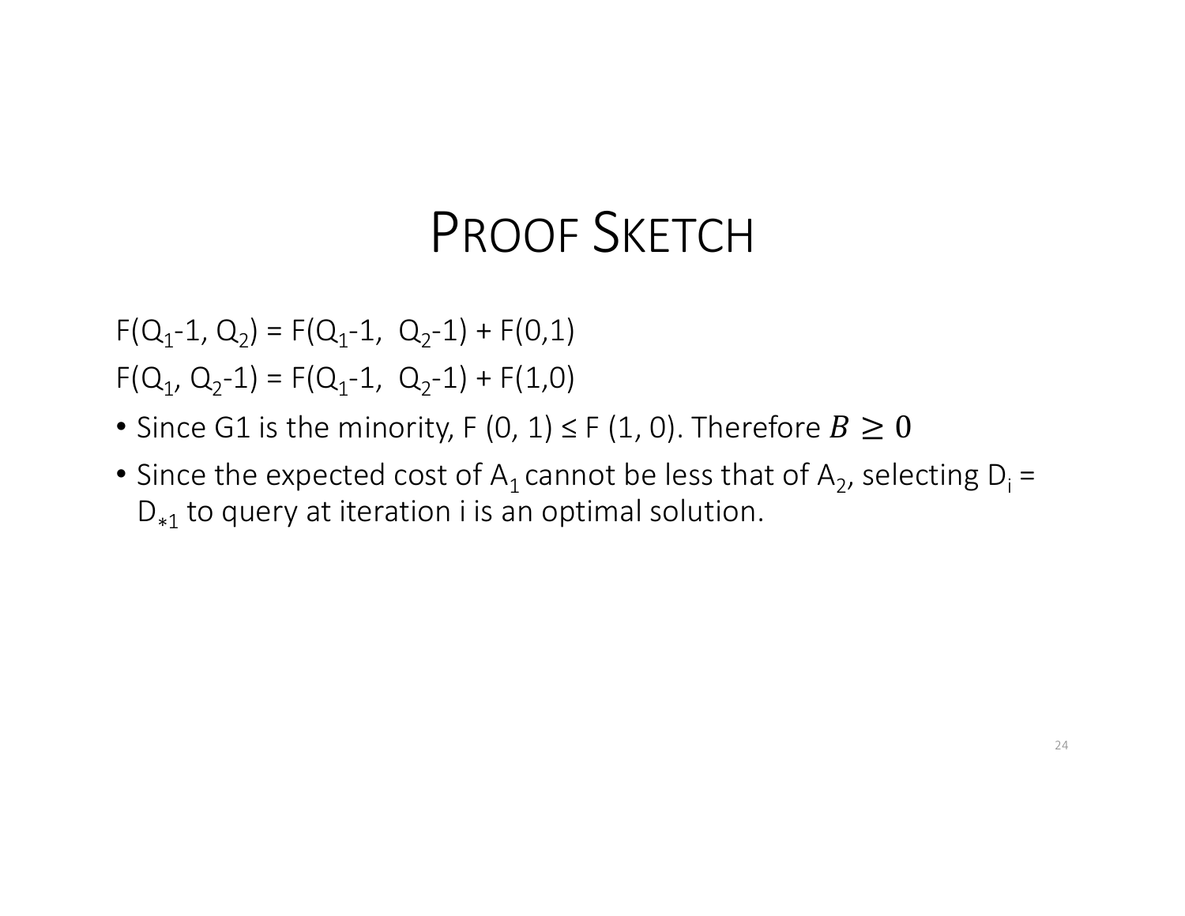# Proof Sketch

$F(Q_1\text{-}1, Q_2) = F(Q_1\text{-}1, Q_2\text{-}1) + F(0,1)$

$F(Q_1, Q_2\text{-}1) = F(Q_1\text{-}1, Q_2\text{-}1) + F(1,0)$

- Since G1 is the minority, $F(0, 1) \leq F(1, 0)$. Therefore $B \geq 0$
- Since the expected cost of $A_1$ cannot be less that of $A_2$, selecting $D_i = D_{*1}$ to query at iteration i is an optimal solution.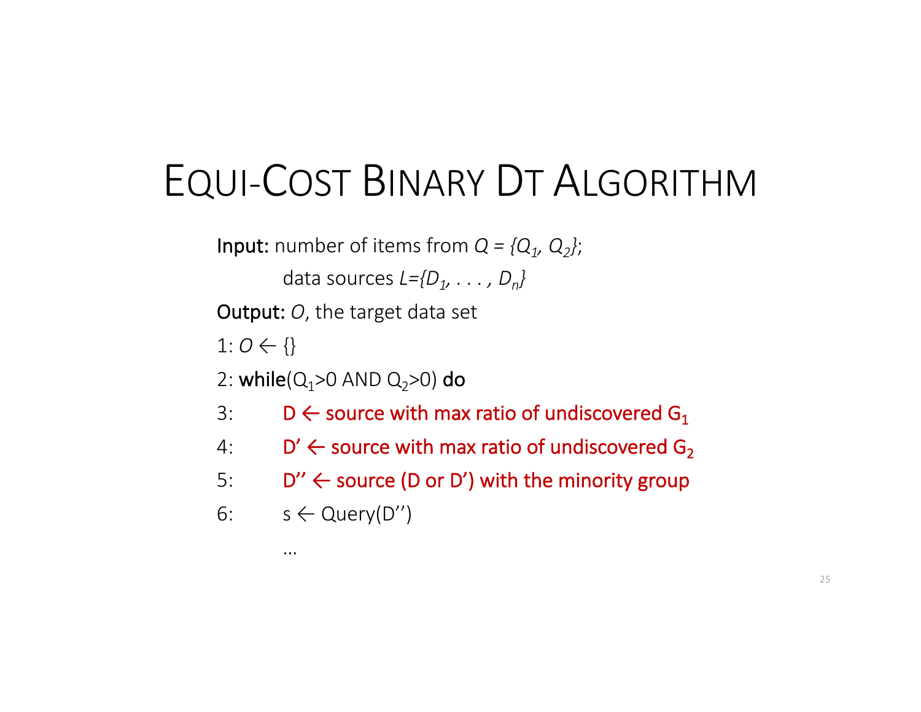# EQUI-COST BINARY DT ALGORITHM

**Input:** number of items from $Q = \{Q_1, Q_2\}$;

data sources $L=\{D_1, \ldots, D_n\}$

**Output:** $O$, the target data set

1: $O \leftarrow \{\}$

2: **while**($Q_1$>0 AND $Q_2$>0) **do**

3: D ← source with max ratio of undiscovered $G_1$

4: D' ← source with max ratio of undiscovered $G_2$

5: D'' ← source (D or D') with the minority group

6: s ← Query(D'')

…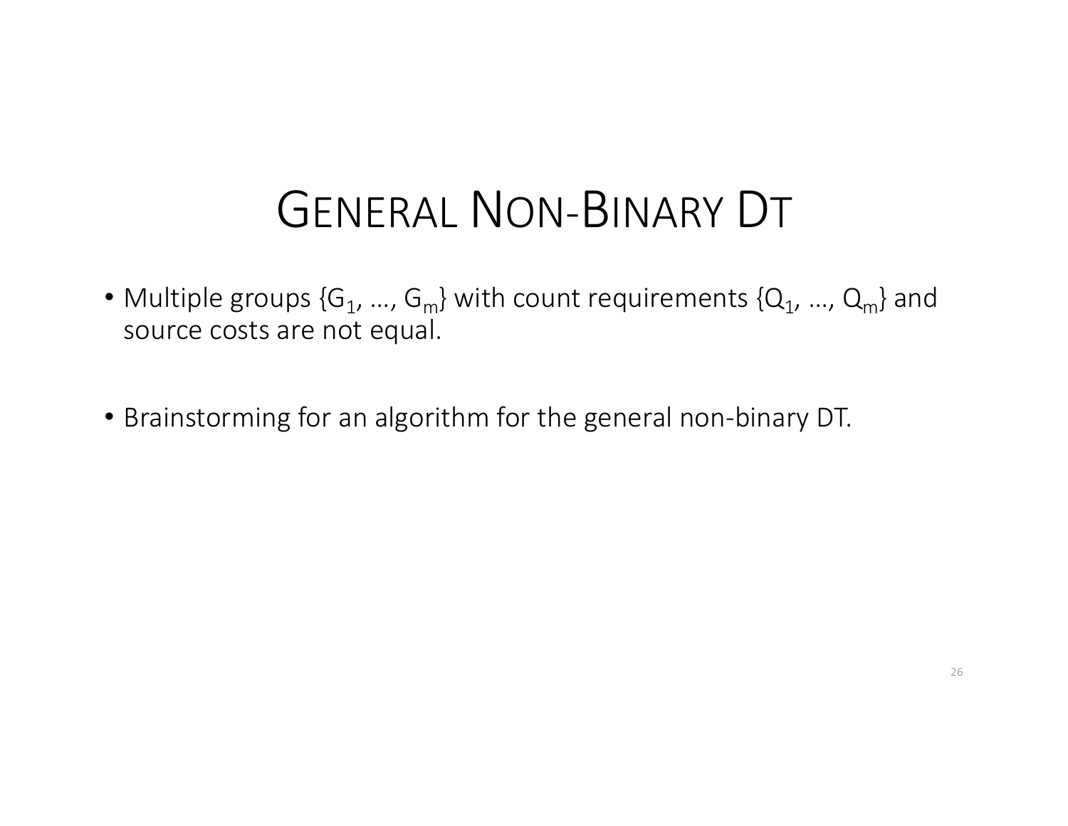# General Non-Binary DT

- Multiple groups $\{G_1, \ldots, G_m\}$ with count requirements $\{Q_1, \ldots, Q_m\}$ and source costs are not equal.

- Brainstorming for an algorithm for the general non-binary DT.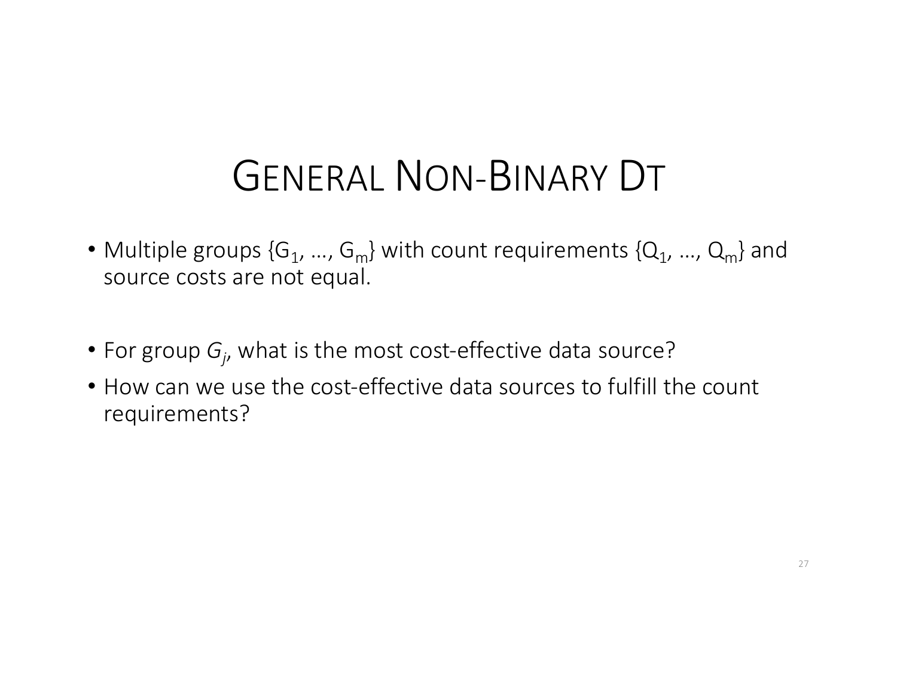# GENERAL NON-BINARY DT

- Multiple groups $\{G_1, \ldots, G_m\}$ with count requirements $\{Q_1, \ldots, Q_m\}$ and source costs are not equal.

- For group $G_j$, what is the most cost-effective data source?
- How can we use the cost-effective data sources to fulfill the count requirements?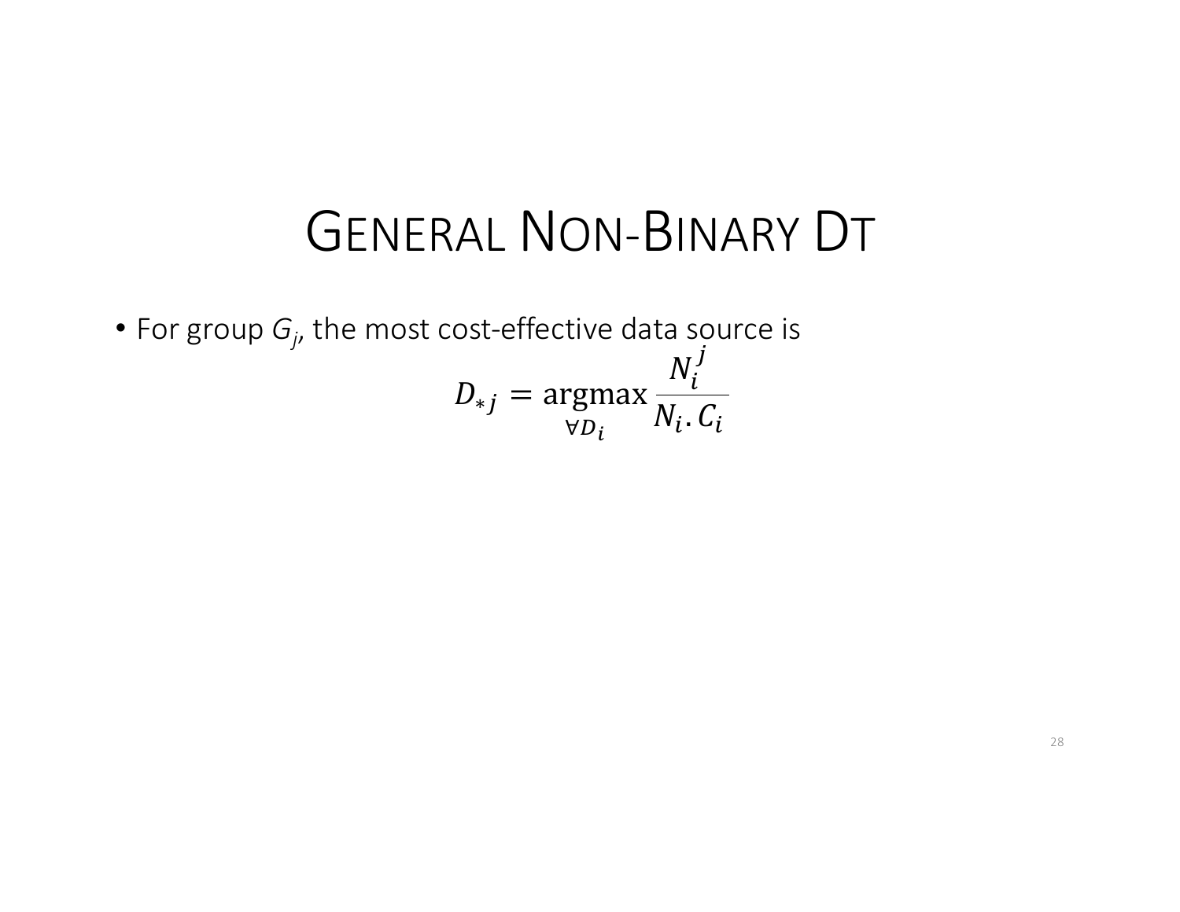# General Non-Binary DT

- For group $G_j$, the most cost-effective data source is

$$D_{*j} = \underset{\forall D_i}{\operatorname{argmax}} \frac{N_i^j}{N_i . C_i}$$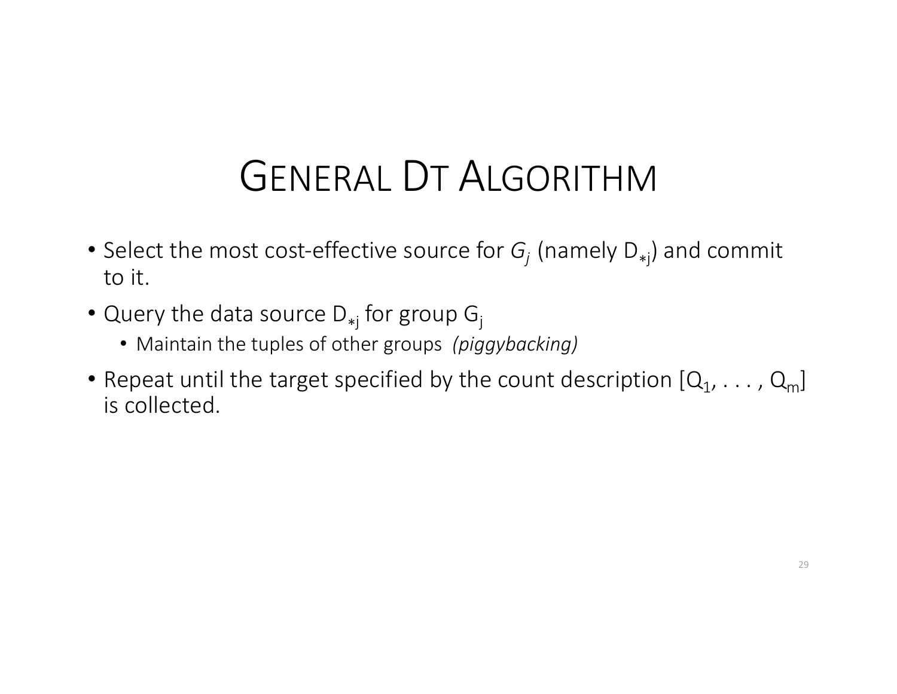# General DT Algorithm

- Select the most cost-effective source for $G_j$ (namely $D_{*j}$) and commit to it.
- Query the data source $D_{*j}$ for group $G_j$
  - Maintain the tuples of other groups *(piggybacking)*
- Repeat until the target specified by the count description $[Q_1, . . . , Q_m]$ is collected.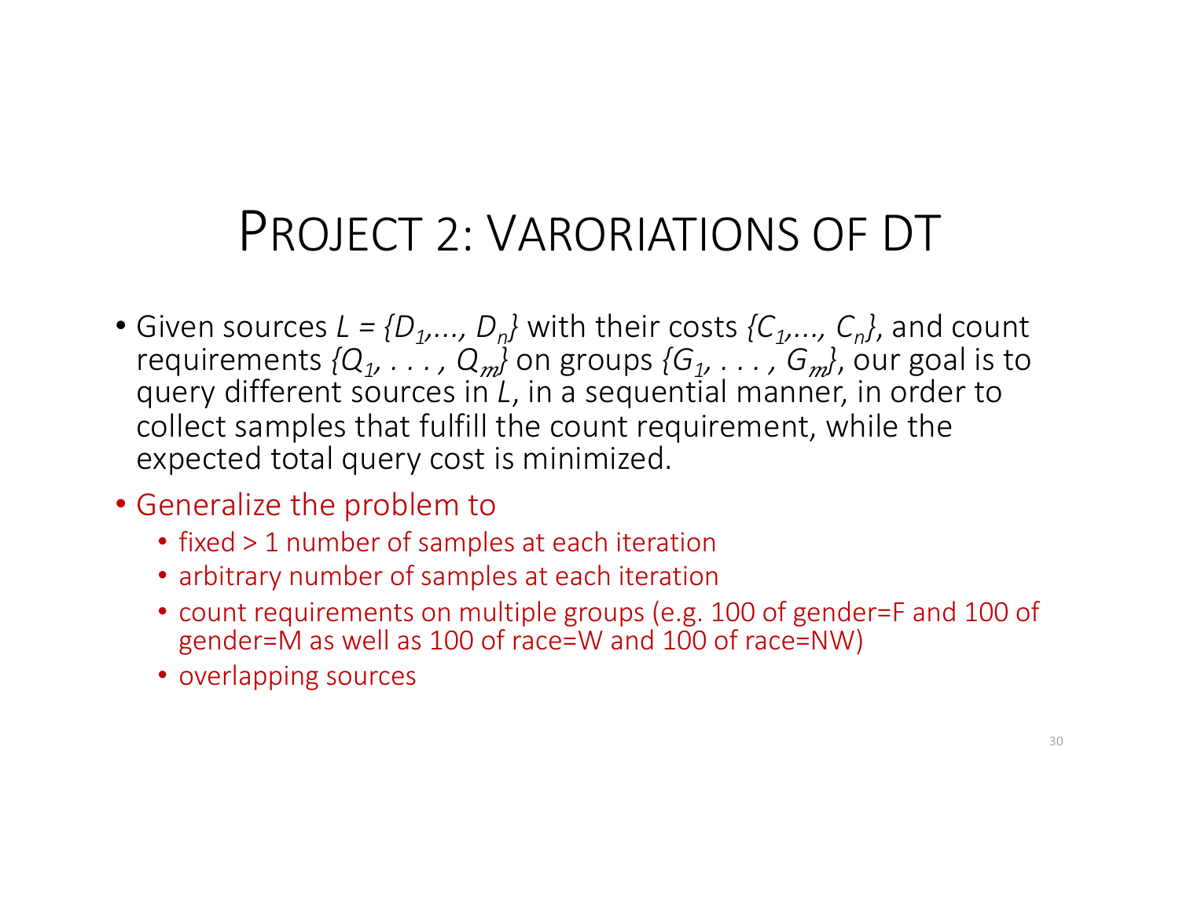# PROJECT 2: VARORIATIONS OF DT

- Given sources $L = \{D_1,..., D_n\}$ with their costs $\{C_1,..., C_n\}$, and count requirements $\{Q_1, . . . , Q_m\}$ on groups $\{G_1, . . . , G_m\}$, our goal is to query different sources in $L$, in a sequential manner, in order to collect samples that fulfill the count requirement, while the expected total query cost is minimized.
- Generalize the problem to
  - fixed > 1 number of samples at each iteration
  - arbitrary number of samples at each iteration
  - count requirements on multiple groups (e.g. 100 of gender=F and 100 of gender=M as well as 100 of race=W and 100 of race=NW)
  - overlapping sources